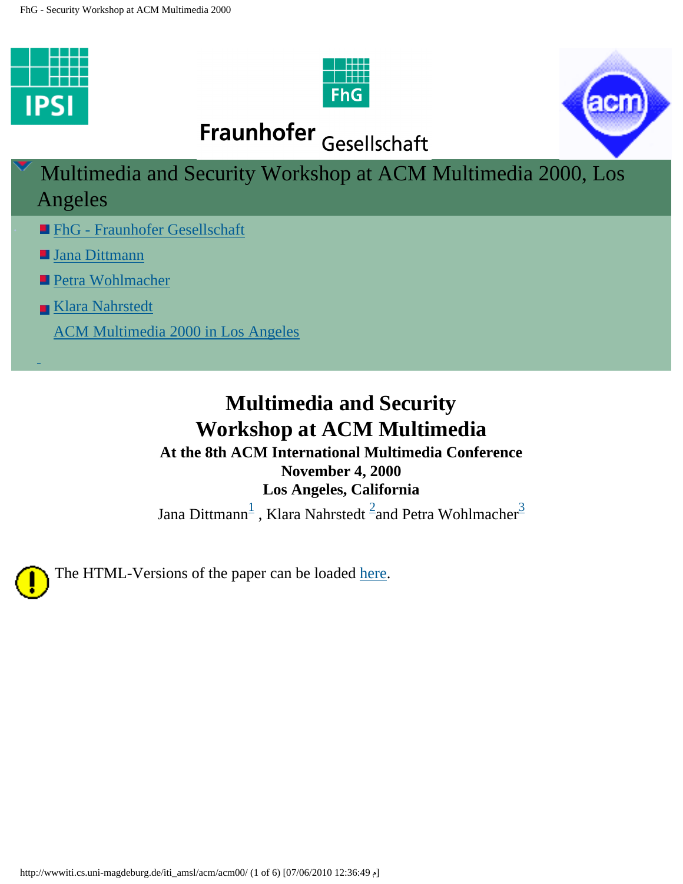Fraunhofer Gesellschaft

# Multimedia and Security Workshop at ACM Multimedia 2000, Los Angeles

- FhG - Fraunhofer Gesellschaft
- Jana Dittmann
- Petra Wohlmacher
- Klara Nahrstedt

ACM Multimedia 2000 in Los Angeles

## Multimedia and Security Workshop at ACM Multimedia

**At the 8th ACM International Multimedia Conference**
**November 4, 2000**
**Los Angeles, California**

Jana Dittmann[1] , Klara Nahrstedt [2] and Petra Wohlmacher[3]

The HTML-Versions of the paper can be loaded here.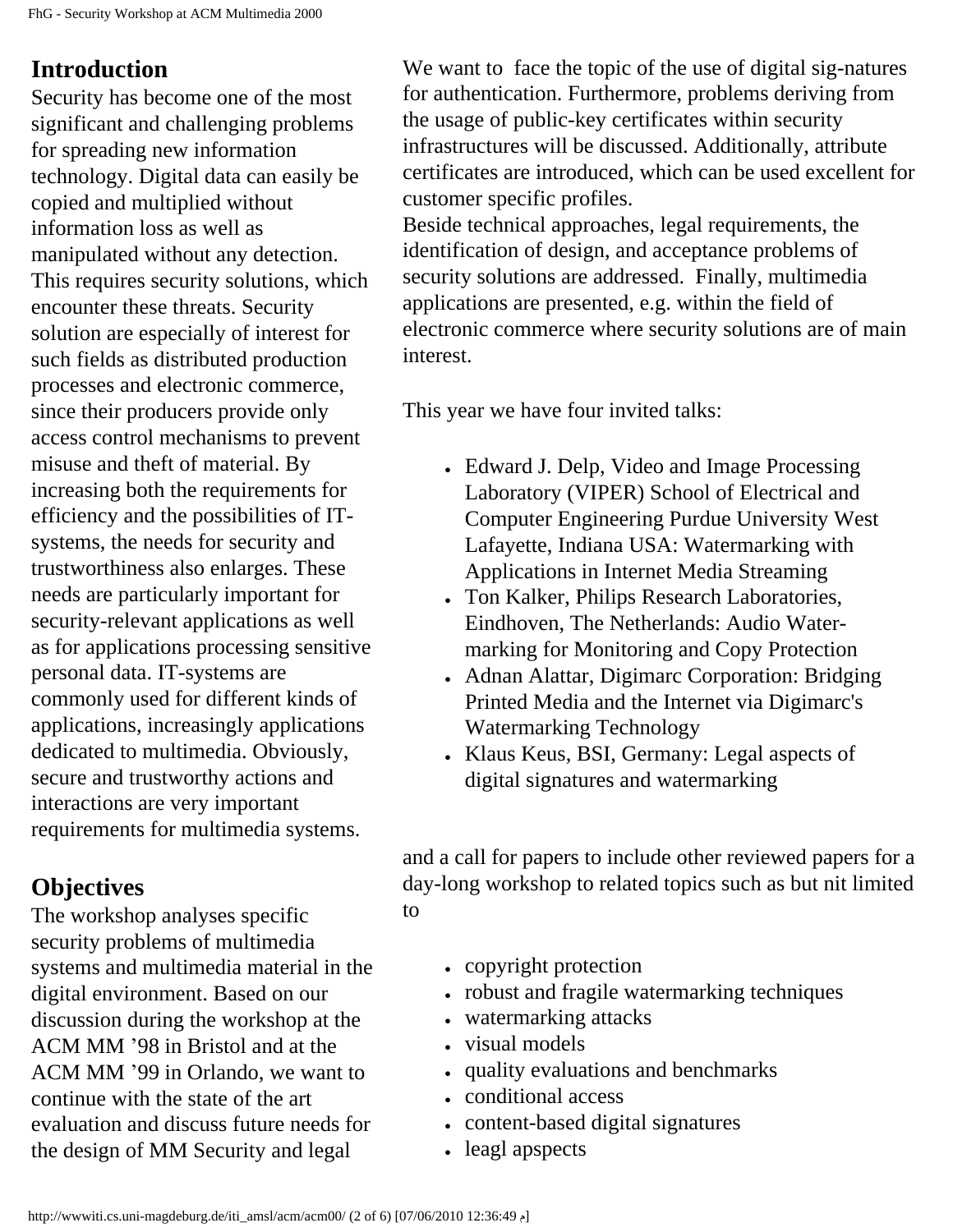## Introduction

Security has become one of the most significant and challenging problems for spreading new information technology. Digital data can easily be copied and multiplied without information loss as well as manipulated without any detection. This requires security solutions, which encounter these threats. Security solution are especially of interest for such fields as distributed production processes and electronic commerce, since their producers provide only access control mechanisms to prevent misuse and theft of material. By increasing both the requirements for efficiency and the possibilities of IT-systems, the needs for security and trustworthiness also enlarges. These needs are particularly important for security-relevant applications as well as for applications processing sensitive personal data. IT-systems are commonly used for different kinds of applications, increasingly applications dedicated to multimedia. Obviously, secure and trustworthy actions and interactions are very important requirements for multimedia systems.

## Objectives

The workshop analyses specific security problems of multimedia systems and multimedia material in the digital environment. Based on our discussion during the workshop at the ACM MM ’98 in Bristol and at the ACM MM ’99 in Orlando, we want to continue with the state of the art evaluation and discuss future needs for the design of MM Security and legal We want to face the topic of the use of digital sig-natures for authentication. Furthermore, problems deriving from the usage of public-key certificates within security infrastructures will be discussed. Additionally, attribute certificates are introduced, which can be used excellent for customer specific profiles.

Beside technical approaches, legal requirements, the identification of design, and acceptance problems of security solutions are addressed. Finally, multimedia applications are presented, e.g. within the field of electronic commerce where security solutions are of main interest.

This year we have four invited talks:

- Edward J. Delp, Video and Image Processing Laboratory (VIPER) School of Electrical and Computer Engineering Purdue University West Lafayette, Indiana USA: Watermarking with Applications in Internet Media Streaming
- Ton Kalker, Philips Research Laboratories, Eindhoven, The Netherlands: Audio Water-marking for Monitoring and Copy Protection
- Adnan Alattar, Digimarc Corporation: Bridging Printed Media and the Internet via Digimarc's Watermarking Technology
- Klaus Keus, BSI, Germany: Legal aspects of digital signatures and watermarking

and a call for papers to include other reviewed papers for a day-long workshop to related topics such as but nit limited to

- copyright protection
- robust and fragile watermarking techniques
- watermarking attacks
- visual models
- quality evaluations and benchmarks
- conditional access
- content-based digital signatures
- leagl apspects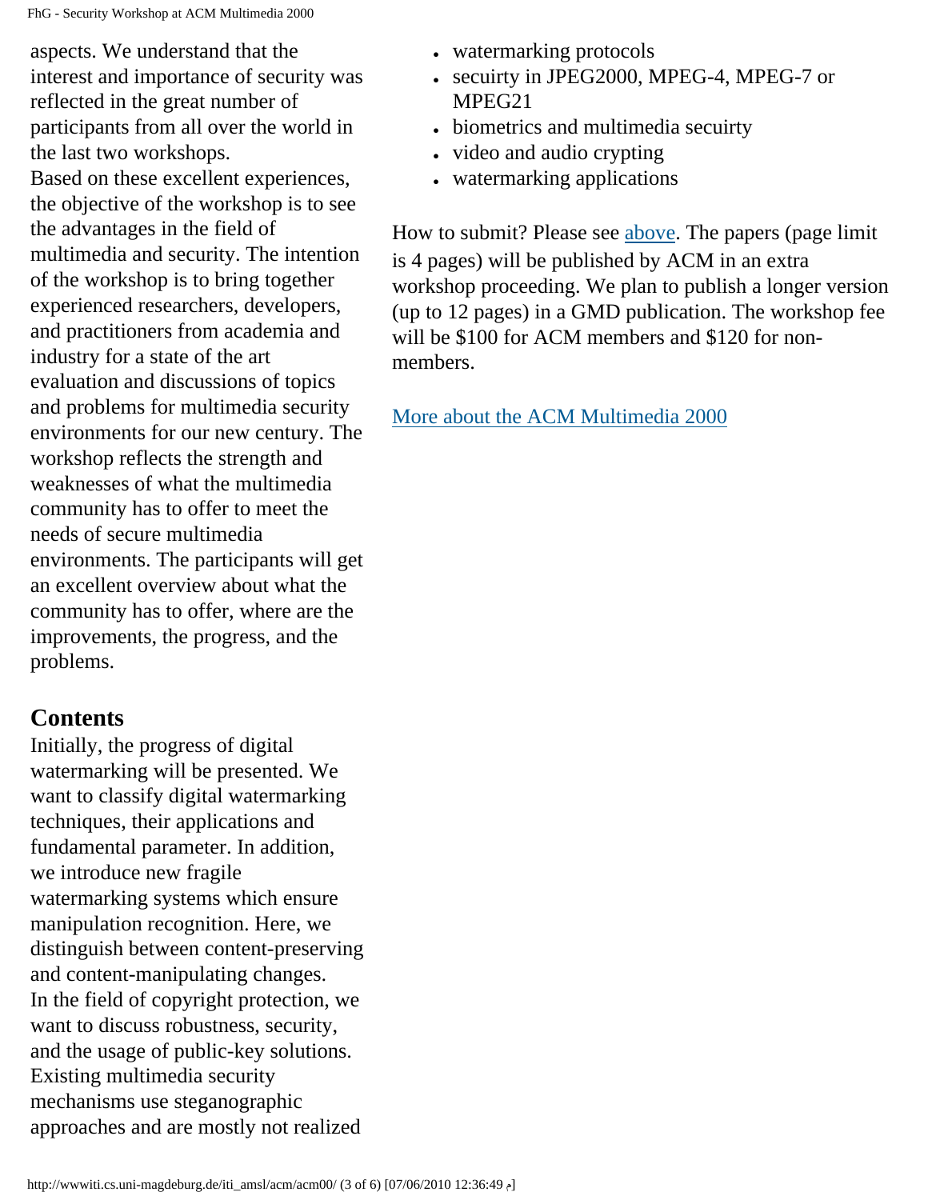aspects. We understand that the interest and importance of security was reflected in the great number of participants from all over the world in the last two workshops.
Based on these excellent experiences, the objective of the workshop is to see the advantages in the field of multimedia and security. The intention of the workshop is to bring together experienced researchers, developers, and practitioners from academia and industry for a state of the art evaluation and discussions of topics and problems for multimedia security environments for our new century. The workshop reflects the strength and weaknesses of what the multimedia community has to offer to meet the needs of secure multimedia environments. The participants will get an excellent overview about what the community has to offer, where are the improvements, the progress, and the problems.

## Contents

Initially, the progress of digital watermarking will be presented. We want to classify digital watermarking techniques, their applications and fundamental parameter. In addition, we introduce new fragile watermarking systems which ensure manipulation recognition. Here, we distinguish between content-preserving and content-manipulating changes.
In the field of copyright protection, we want to discuss robustness, security, and the usage of public-key solutions. Existing multimedia security mechanisms use steganographic approaches and are mostly not realized

- watermarking protocols
- secuirty in JPEG2000, MPEG-4, MPEG-7 or MPEG21
- biometrics and multimedia secuirty
- video and audio crypting
- watermarking applications

How to submit? Please see [above](). The papers (page limit is 4 pages) will be published by ACM in an extra workshop proceeding. We plan to publish a longer version (up to 12 pages) in a GMD publication. The workshop fee will be $100 for ACM members and $120 for non-members.

[More about the ACM Multimedia 2000]()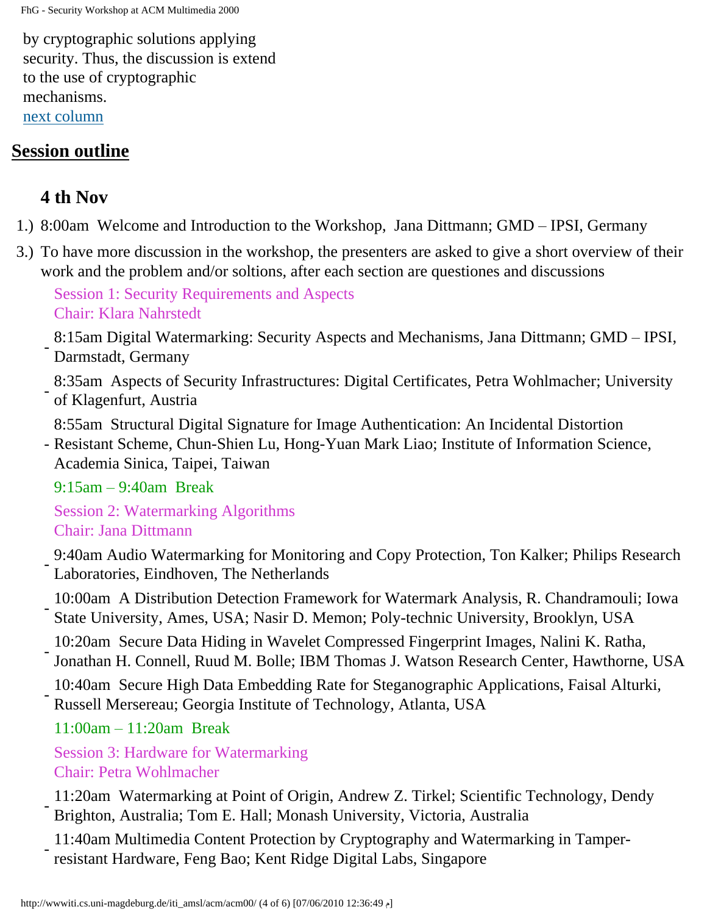by cryptographic solutions applying security. Thus, the discussion is extend to the use of cryptographic mechanisms.
[next column]

## Session outline

### 4 th Nov

1.) 8:00am Welcome and Introduction to the Workshop, Jana Dittmann; GMD – IPSI, Germany

3.) To have more discussion in the workshop, the presenters are asked to give a short overview of their work and the problem and/or soltions, after each section are questiones and discussions

Session 1: Security Requirements and Aspects
Chair: Klara Nahrstedt

- 8:15am Digital Watermarking: Security Aspects and Mechanisms, Jana Dittmann; GMD – IPSI, Darmstadt, Germany
- 8:35am Aspects of Security Infrastructures: Digital Certificates, Petra Wohlmacher; University of Klagenfurt, Austria
- 8:55am Structural Digital Signature for Image Authentication: An Incidental Distortion Resistant Scheme, Chun-Shien Lu, Hong-Yuan Mark Liao; Institute of Information Science, Academia Sinica, Taipei, Taiwan

9:15am – 9:40am Break

Session 2: Watermarking Algorithms
Chair: Jana Dittmann

- 9:40am Audio Watermarking for Monitoring and Copy Protection, Ton Kalker; Philips Research Laboratories, Eindhoven, The Netherlands
- 10:00am A Distribution Detection Framework for Watermark Analysis, R. Chandramouli; Iowa State University, Ames, USA; Nasir D. Memon; Poly-technic University, Brooklyn, USA
- 10:20am Secure Data Hiding in Wavelet Compressed Fingerprint Images, Nalini K. Ratha, Jonathan H. Connell, Ruud M. Bolle; IBM Thomas J. Watson Research Center, Hawthorne, USA
- 10:40am Secure High Data Embedding Rate for Steganographic Applications, Faisal Alturki, Russell Mersereau; Georgia Institute of Technology, Atlanta, USA

11:00am – 11:20am Break

Session 3: Hardware for Watermarking
Chair: Petra Wohlmacher

- 11:20am Watermarking at Point of Origin, Andrew Z. Tirkel; Scientific Technology, Dendy Brighton, Australia; Tom E. Hall; Monash University, Victoria, Australia
- 11:40am Multimedia Content Protection by Cryptography and Watermarking in Tamper-resistant Hardware, Feng Bao; Kent Ridge Digital Labs, Singapore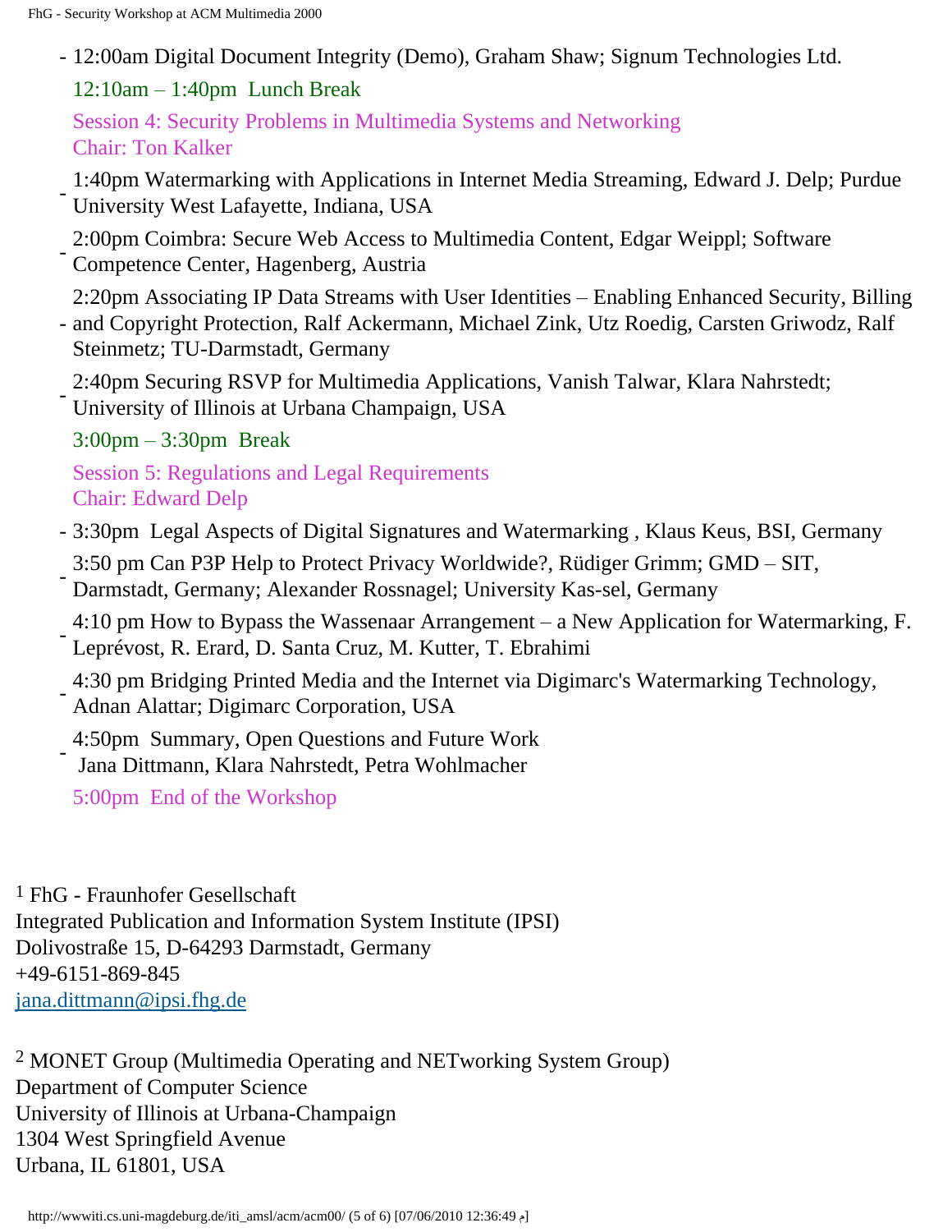- 12:00am Digital Document Integrity (Demo), Graham Shaw; Signum Technologies Ltd.

  12:10am – 1:40pm Lunch Break

  Session 4: Security Problems in Multimedia Systems and Networking
  Chair: Ton Kalker

- 1:40pm Watermarking with Applications in Internet Media Streaming, Edward J. Delp; Purdue University West Lafayette, Indiana, USA
- 2:00pm Coimbra: Secure Web Access to Multimedia Content, Edgar Weippl; Software Competence Center, Hagenberg, Austria
- 2:20pm Associating IP Data Streams with User Identities – Enabling Enhanced Security, Billing and Copyright Protection, Ralf Ackermann, Michael Zink, Utz Roedig, Carsten Griwodz, Ralf Steinmetz; TU-Darmstadt, Germany
- 2:40pm Securing RSVP for Multimedia Applications, Vanish Talwar, Klara Nahrstedt; University of Illinois at Urbana Champaign, USA

  3:00pm – 3:30pm Break

  Session 5: Regulations and Legal Requirements
  Chair: Edward Delp

- 3:30pm Legal Aspects of Digital Signatures and Watermarking , Klaus Keus, BSI, Germany
- 3:50 pm Can P3P Help to Protect Privacy Worldwide?, Rüdiger Grimm; GMD – SIT, Darmstadt, Germany; Alexander Rossnagel; University Kas-sel, Germany
- 4:10 pm How to Bypass the Wassenaar Arrangement – a New Application for Watermarking, F. Leprévost, R. Erard, D. Santa Cruz, M. Kutter, T. Ebrahimi
- 4:30 pm Bridging Printed Media and the Internet via Digimarc's Watermarking Technology, Adnan Alattar; Digimarc Corporation, USA
- 4:50pm Summary, Open Questions and Future Work
  Jana Dittmann, Klara Nahrstedt, Petra Wohlmacher

  5:00pm End of the Workshop

[1] FhG - Fraunhofer Gesellschaft
Integrated Publication and Information System Institute (IPSI)
Dolivostraße 15, D-64293 Darmstadt, Germany
+49-6151-869-845
jana.dittmann@ipsi.fhg.de

[2] MONET Group (Multimedia Operating and NETworking System Group)
Department of Computer Science
University of Illinois at Urbana-Champaign
1304 West Springfield Avenue
Urbana, IL 61801, USA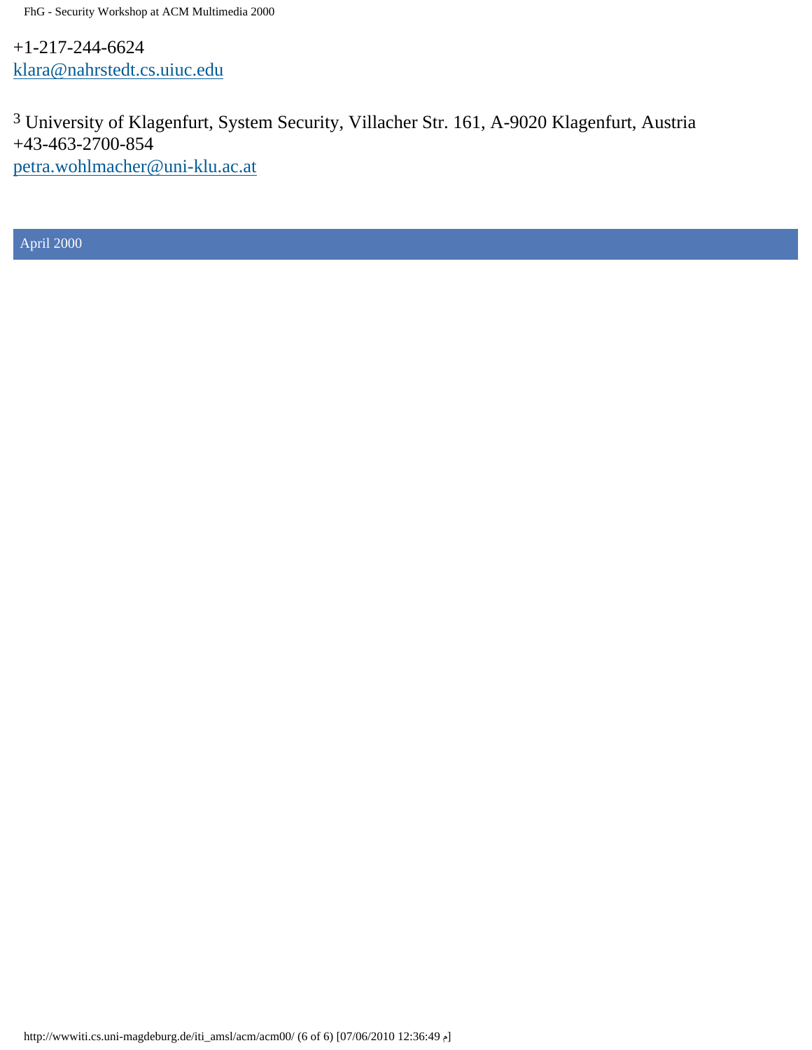+1-217-244-6624
klara@nahrstedt.cs.uiuc.edu

[3] University of Klagenfurt, System Security, Villacher Str. 161, A-9020 Klagenfurt, Austria
+43-463-2700-854
petra.wohlmacher@uni-klu.ac.at

April 2000